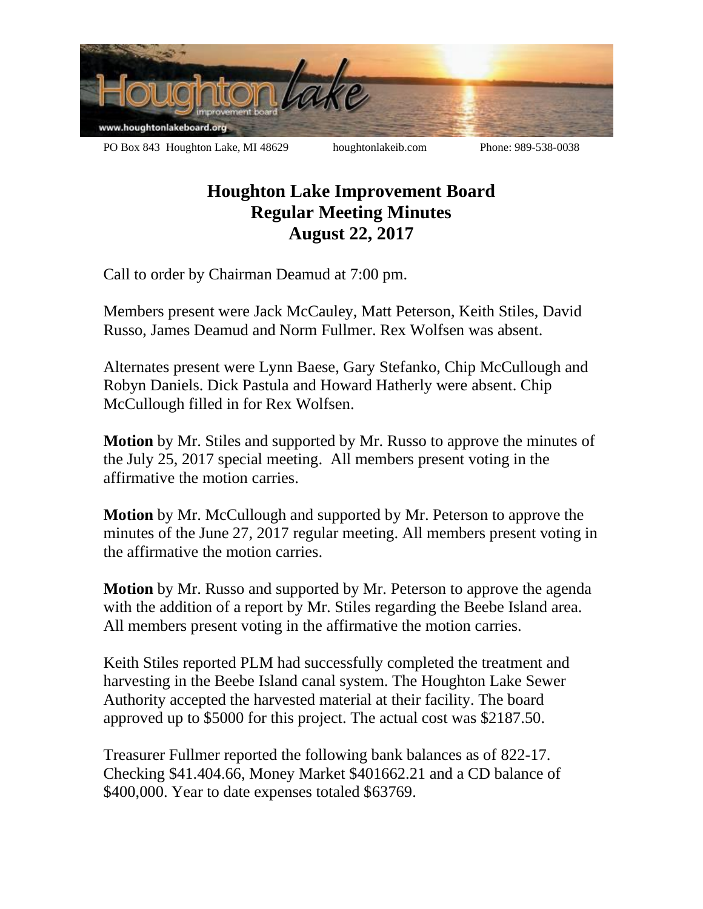PO Box 843 Houghton Lake, MI 48629 houghtonlakeib.com Phone: 989-538-0038

# Houghton Lake Improvement Board
## Regular Meeting Minutes
## August 22, 2017

Call to order by Chairman Deamud at 7:00 pm.

Members present were Jack McCauley, Matt Peterson, Keith Stiles, David Russo, James Deamud and Norm Fullmer. Rex Wolfsen was absent.

Alternates present were Lynn Baese, Gary Stefanko, Chip McCullough and Robyn Daniels. Dick Pastula and Howard Hatherly were absent. Chip McCullough filled in for Rex Wolfsen.

**Motion** by Mr. Stiles and supported by Mr. Russo to approve the minutes of the July 25, 2017 special meeting. All members present voting in the affirmative the motion carries.

**Motion** by Mr. McCullough and supported by Mr. Peterson to approve the minutes of the June 27, 2017 regular meeting. All members present voting in the affirmative the motion carries.

**Motion** by Mr. Russo and supported by Mr. Peterson to approve the agenda with the addition of a report by Mr. Stiles regarding the Beebe Island area. All members present voting in the affirmative the motion carries.

Keith Stiles reported PLM had successfully completed the treatment and harvesting in the Beebe Island canal system. The Houghton Lake Sewer Authority accepted the harvested material at their facility. The board approved up to $5000 for this project. The actual cost was $2187.50.

Treasurer Fullmer reported the following bank balances as of 822-17. Checking $41.404.66, Money Market $401662.21 and a CD balance of $400,000. Year to date expenses totaled $63769.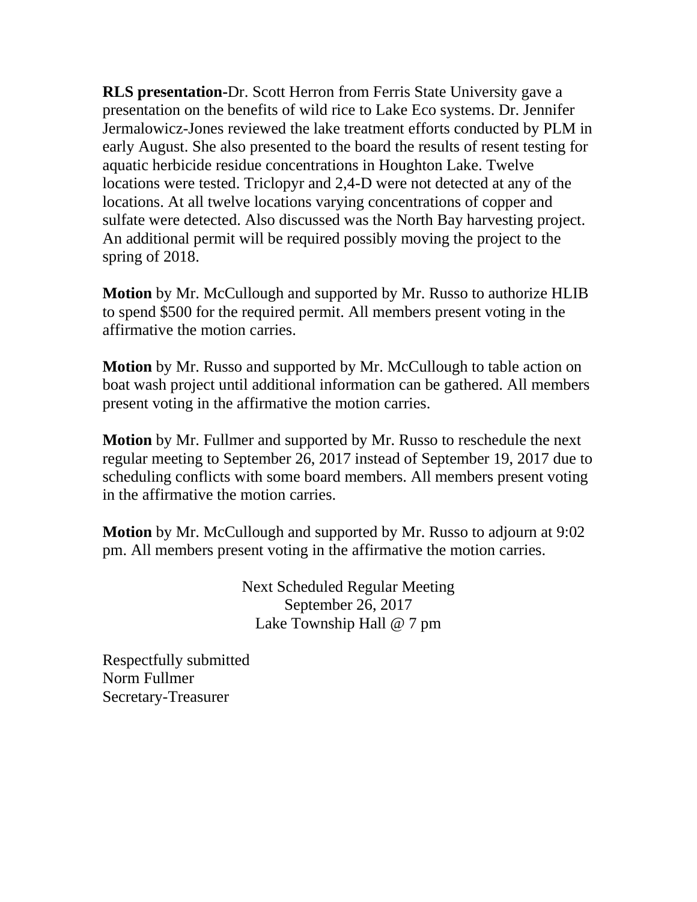**RLS presentation**-Dr. Scott Herron from Ferris State University gave a presentation on the benefits of wild rice to Lake Eco systems. Dr. Jennifer Jermalowicz-Jones reviewed the lake treatment efforts conducted by PLM in early August. She also presented to the board the results of resent testing for aquatic herbicide residue concentrations in Houghton Lake. Twelve locations were tested. Triclopyr and 2,4-D were not detected at any of the locations. At all twelve locations varying concentrations of copper and sulfate were detected. Also discussed was the North Bay harvesting project. An additional permit will be required possibly moving the project to the spring of 2018.

**Motion** by Mr. McCullough and supported by Mr. Russo to authorize HLIB to spend $500 for the required permit. All members present voting in the affirmative the motion carries.

**Motion** by Mr. Russo and supported by Mr. McCullough to table action on boat wash project until additional information can be gathered. All members present voting in the affirmative the motion carries.

**Motion** by Mr. Fullmer and supported by Mr. Russo to reschedule the next regular meeting to September 26, 2017 instead of September 19, 2017 due to scheduling conflicts with some board members. All members present voting in the affirmative the motion carries.

**Motion** by Mr. McCullough and supported by Mr. Russo to adjourn at 9:02 pm. All members present voting in the affirmative the motion carries.

Next Scheduled Regular Meeting
September 26, 2017
Lake Township Hall @ 7 pm

Respectfully submitted
Norm Fullmer
Secretary-Treasurer